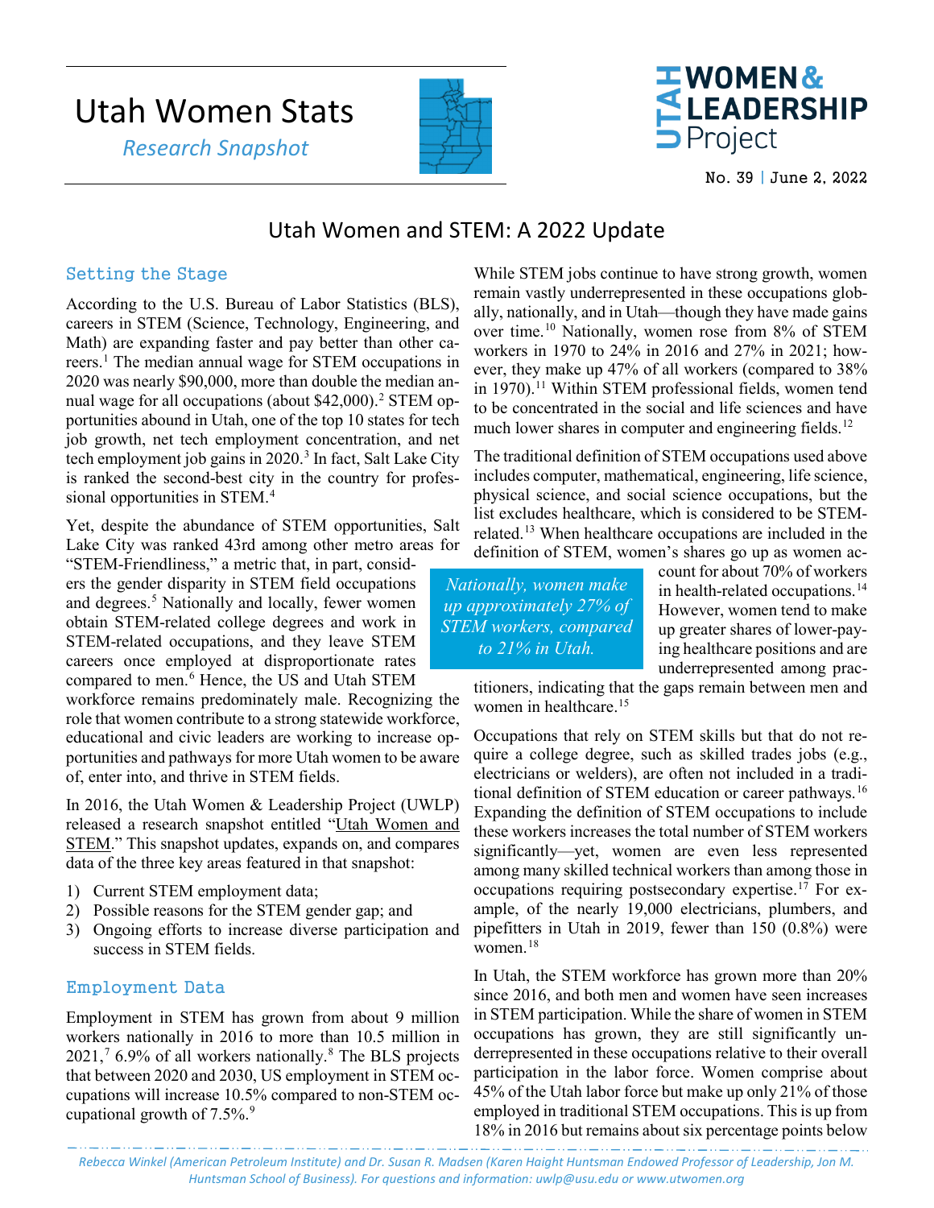# Utah Women Stats

*Research Snapshot*

UTAH WOMEN & LEADERSHIP Project

No. 39 | June 2, 2022

## Utah Women and STEM: A 2022 Update

### Setting the Stage

According to the U.S. Bureau of Labor Statistics (BLS), careers in STEM (Science, Technology, Engineering, and Math) are expanding faster and pay better than other careers.[1] The median annual wage for STEM occupations in 2020 was nearly $90,000, more than double the median annual wage for all occupations (about $42,000).[2] STEM opportunities abound in Utah, one of the top 10 states for tech job growth, net tech employment concentration, and net tech employment job gains in 2020.[3] In fact, Salt Lake City is ranked the second-best city in the country for professional opportunities in STEM.[4]

Yet, despite the abundance of STEM opportunities, Salt Lake City was ranked 43rd among other metro areas for "STEM-Friendliness," a metric that, in part, considers the gender disparity in STEM field occupations and degrees.[5] Nationally and locally, fewer women obtain STEM-related college degrees and work in STEM-related occupations, and they leave STEM careers once employed at disproportionate rates compared to men.[6] Hence, the US and Utah STEM workforce remains predominately male. Recognizing the role that women contribute to a strong statewide workforce, educational and civic leaders are working to increase opportunities and pathways for more Utah women to be aware of, enter into, and thrive in STEM fields.

In 2016, the Utah Women & Leadership Project (UWLP) released a research snapshot entitled "Utah Women and STEM." This snapshot updates, expands on, and compares data of the three key areas featured in that snapshot:

1) Current STEM employment data;
2) Possible reasons for the STEM gender gap; and
3) Ongoing efforts to increase diverse participation and success in STEM fields.

### Employment Data

Employment in STEM has grown from about 9 million workers nationally in 2016 to more than 10.5 million in 2021,[7] 6.9% of all workers nationally.[8] The BLS projects that between 2020 and 2030, US employment in STEM occupations will increase 10.5% compared to non-STEM occupational growth of 7.5%.[9]

While STEM jobs continue to have strong growth, women remain vastly underrepresented in these occupations globally, nationally, and in Utah—though they have made gains over time.[10] Nationally, women rose from 8% of STEM workers in 1970 to 24% in 2016 and 27% in 2021; however, they make up 47% of all workers (compared to 38% in 1970).[11] Within STEM professional fields, women tend to be concentrated in the social and life sciences and have much lower shares in computer and engineering fields.[12]

The traditional definition of STEM occupations used above includes computer, mathematical, engineering, life science, physical science, and social science occupations, but the list excludes healthcare, which is considered to be STEM-related.[13] When healthcare occupations are included in the definition of STEM, women's shares go up as women account for about 70% of workers in health-related occupations.[14] However, women tend to make up greater shares of lower-paying healthcare positions and are underrepresented among practitioners, indicating that the gaps remain between men and women in healthcare.[15]

*Nationally, women make up approximately 27% of STEM workers, compared to 21% in Utah.*

Occupations that rely on STEM skills but that do not require a college degree, such as skilled trades jobs (e.g., electricians or welders), are often not included in a traditional definition of STEM education or career pathways.[16] Expanding the definition of STEM occupations to include these workers increases the total number of STEM workers significantly—yet, women are even less represented among many skilled technical workers than among those in occupations requiring postsecondary expertise.[17] For example, of the nearly 19,000 electricians, plumbers, and pipefitters in Utah in 2019, fewer than 150 (0.8%) were women.[18]

In Utah, the STEM workforce has grown more than 20% since 2016, and both men and women have seen increases in STEM participation. While the share of women in STEM occupations has grown, they are still significantly underrepresented in these occupations relative to their overall participation in the labor force. Women comprise about 45% of the Utah labor force but make up only 21% of those employed in traditional STEM occupations. This is up from 18% in 2016 but remains about six percentage points below

*Rebecca Winkel (American Petroleum Institute) and Dr. Susan R. Madsen (Karen Haight Huntsman Endowed Professor of Leadership, Jon M. Huntsman School of Business). For questions and information: uwlp@usu.edu or www.utwomen.org*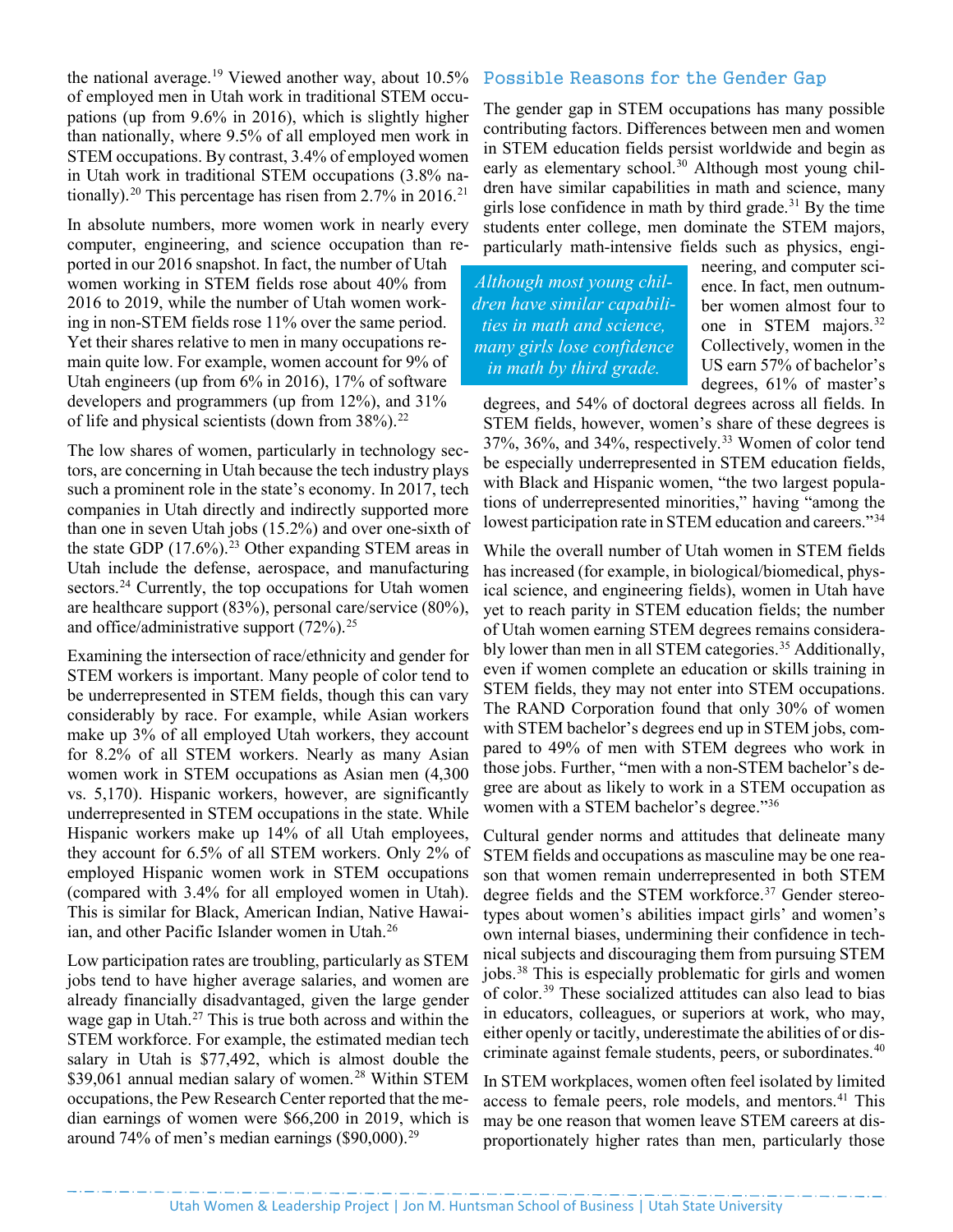the national average.[19] Viewed another way, about 10.5% of employed men in Utah work in traditional STEM occupations (up from 9.6% in 2016), which is slightly higher than nationally, where 9.5% of all employed men work in STEM occupations. By contrast, 3.4% of employed women in Utah work in traditional STEM occupations (3.8% nationally).[20] This percentage has risen from 2.7% in 2016.[21]

In absolute numbers, more women work in nearly every computer, engineering, and science occupation than reported in our 2016 snapshot. In fact, the number of Utah women working in STEM fields rose about 40% from 2016 to 2019, while the number of Utah women working in non-STEM fields rose 11% over the same period. Yet their shares relative to men in many occupations remain quite low. For example, women account for 9% of Utah engineers (up from 6% in 2016), 17% of software developers and programmers (up from 12%), and 31% of life and physical scientists (down from 38%).[22]

The low shares of women, particularly in technology sectors, are concerning in Utah because the tech industry plays such a prominent role in the state's economy. In 2017, tech companies in Utah directly and indirectly supported more than one in seven Utah jobs (15.2%) and over one-sixth of the state GDP (17.6%).[23] Other expanding STEM areas in Utah include the defense, aerospace, and manufacturing sectors.[24] Currently, the top occupations for Utah women are healthcare support (83%), personal care/service (80%), and office/administrative support (72%).[25]

Examining the intersection of race/ethnicity and gender for STEM workers is important. Many people of color tend to be underrepresented in STEM fields, though this can vary considerably by race. For example, while Asian workers make up 3% of all employed Utah workers, they account for 8.2% of all STEM workers. Nearly as many Asian women work in STEM occupations as Asian men (4,300 vs. 5,170). Hispanic workers, however, are significantly underrepresented in STEM occupations in the state. While Hispanic workers make up 14% of all Utah employees, they account for 6.5% of all STEM workers. Only 2% of employed Hispanic women work in STEM occupations (compared with 3.4% for all employed women in Utah). This is similar for Black, American Indian, Native Hawaiian, and other Pacific Islander women in Utah.[26]

Low participation rates are troubling, particularly as STEM jobs tend to have higher average salaries, and women are already financially disadvantaged, given the large gender wage gap in Utah.[27] This is true both across and within the STEM workforce. For example, the estimated median tech salary in Utah is $77,492, which is almost double the $39,061 annual median salary of women.[28] Within STEM occupations, the Pew Research Center reported that the median earnings of women were $66,200 in 2019, which is around 74% of men's median earnings ($90,000).[29]

## Possible Reasons for the Gender Gap

The gender gap in STEM occupations has many possible contributing factors. Differences between men and women in STEM education fields persist worldwide and begin as early as elementary school.[30] Although most young children have similar capabilities in math and science, many girls lose confidence in math by third grade.[31] By the time students enter college, men dominate the STEM majors, particularly math-intensive fields such as physics, engineering, and computer science. In fact, men outnumber women almost four to one in STEM majors.[32] Collectively, women in the US earn 57% of bachelor's degrees, 61% of master's degrees, and 54% of doctoral degrees across all fields. In STEM fields, however, women's share of these degrees is 37%, 36%, and 34%, respectively.[33] Women of color tend be especially underrepresented in STEM education fields, with Black and Hispanic women, "the two largest populations of underrepresented minorities," having "among the lowest participation rate in STEM education and careers."[34]

*Although most young children have similar capabilities in math and science, many girls lose confidence in math by third grade.*

While the overall number of Utah women in STEM fields has increased (for example, in biological/biomedical, physical science, and engineering fields), women in Utah have yet to reach parity in STEM education fields; the number of Utah women earning STEM degrees remains considerably lower than men in all STEM categories.[35] Additionally, even if women complete an education or skills training in STEM fields, they may not enter into STEM occupations. The RAND Corporation found that only 30% of women with STEM bachelor's degrees end up in STEM jobs, compared to 49% of men with STEM degrees who work in those jobs. Further, "men with a non-STEM bachelor's degree are about as likely to work in a STEM occupation as women with a STEM bachelor's degree."[36]

Cultural gender norms and attitudes that delineate many STEM fields and occupations as masculine may be one reason that women remain underrepresented in both STEM degree fields and the STEM workforce.[37] Gender stereotypes about women's abilities impact girls' and women's own internal biases, undermining their confidence in technical subjects and discouraging them from pursuing STEM jobs.[38] This is especially problematic for girls and women of color.[39] These socialized attitudes can also lead to bias in educators, colleagues, or superiors at work, who may, either openly or tacitly, underestimate the abilities of or discriminate against female students, peers, or subordinates.[40]

In STEM workplaces, women often feel isolated by limited access to female peers, role models, and mentors.[41] This may be one reason that women leave STEM careers at disproportionately higher rates than men, particularly those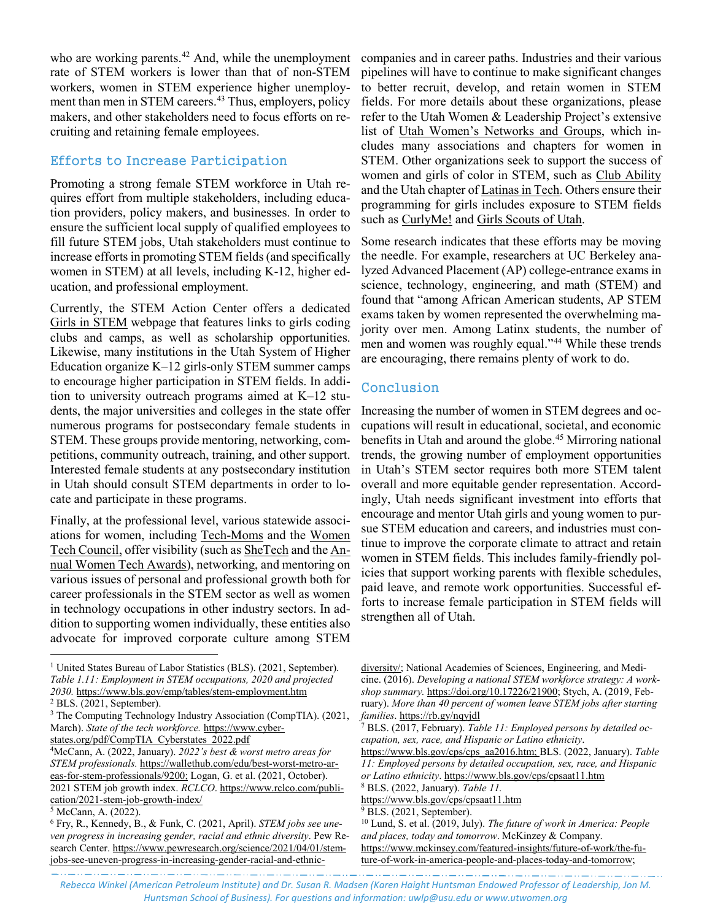who are working parents.[42] And, while the unemployment rate of STEM workers is lower than that of non-STEM workers, women in STEM experience higher unemployment than men in STEM careers.[43] Thus, employers, policy makers, and other stakeholders need to focus efforts on recruiting and retaining female employees.

## Efforts to Increase Participation

Promoting a strong female STEM workforce in Utah requires effort from multiple stakeholders, including education providers, policy makers, and businesses. In order to ensure the sufficient local supply of qualified employees to fill future STEM jobs, Utah stakeholders must continue to increase efforts in promoting STEM fields (and specifically women in STEM) at all levels, including K-12, higher education, and professional employment.

Currently, the STEM Action Center offers a dedicated Girls in STEM webpage that features links to girls coding clubs and camps, as well as scholarship opportunities. Likewise, many institutions in the Utah System of Higher Education organize K–12 girls-only STEM summer camps to encourage higher participation in STEM fields. In addition to university outreach programs aimed at K–12 students, the major universities and colleges in the state offer numerous programs for postsecondary female students in STEM. These groups provide mentoring, networking, competitions, community outreach, training, and other support. Interested female students at any postsecondary institution in Utah should consult STEM departments in order to locate and participate in these programs.

Finally, at the professional level, various statewide associations for women, including Tech-Moms and the Women Tech Council, offer visibility (such as SheTech and the Annual Women Tech Awards), networking, and mentoring on various issues of personal and professional growth both for career professionals in the STEM sector as well as women in technology occupations in other industry sectors. In addition to supporting women individually, these entities also advocate for improved corporate culture among STEM companies and in career paths. Industries and their various pipelines will have to continue to make significant changes to better recruit, develop, and retain women in STEM fields. For more details about these organizations, please refer to the Utah Women & Leadership Project's extensive list of Utah Women's Networks and Groups, which includes many associations and chapters for women in STEM. Other organizations seek to support the success of women and girls of color in STEM, such as Club Ability and the Utah chapter of Latinas in Tech. Others ensure their programming for girls includes exposure to STEM fields such as CurlyMe! and Girls Scouts of Utah.

Some research indicates that these efforts may be moving the needle. For example, researchers at UC Berkeley analyzed Advanced Placement (AP) college-entrance exams in science, technology, engineering, and math (STEM) and found that "among African American students, AP STEM exams taken by women represented the overwhelming majority over men. Among Latinx students, the number of men and women was roughly equal."[44] While these trends are encouraging, there remains plenty of work to do.

## Conclusion

Increasing the number of women in STEM degrees and occupations will result in educational, societal, and economic benefits in Utah and around the globe.[45] Mirroring national trends, the growing number of employment opportunities in Utah's STEM sector requires both more STEM talent overall and more equitable gender representation. Accordingly, Utah needs significant investment into efforts that encourage and mentor Utah girls and young women to pursue STEM education and careers, and industries must continue to improve the corporate climate to attract and retain women in STEM fields. This includes family-friendly policies that support working parents with flexible schedules, paid leave, and remote work opportunities. Successful efforts to increase female participation in STEM fields will strengthen all of Utah.

---

[1] United States Bureau of Labor Statistics (BLS). (2021, September). *Table 1.11: Employment in STEM occupations, 2020 and projected 2030.* https://www.bls.gov/emp/tables/stem-employment.htm

[2] BLS. (2021, September).

[3] The Computing Technology Industry Association (CompTIA). (2021, March). *State of the tech workforce.* https://www.cyber-states.org/pdf/CompTIA_Cyberstates_2022.pdf

[4] McCann, A. (2022, January). *2022's best & worst metro areas for STEM professionals.* https://wallethub.com/edu/best-worst-metro-areas-for-stem-professionals/9200; Logan, G. et al. (2021, October). 2021 STEM job growth index. *RCLCO*. https://www.rclco.com/publication/2021-stem-job-growth-index/

[5] McCann, A. (2022).

[6] Fry, R., Kennedy, B., & Funk, C. (2021, April). *STEM jobs see uneven progress in increasing gender, racial and ethnic diversity*. Pew Research Center. https://www.pewresearch.org/science/2021/04/01/stem-jobs-see-uneven-progress-in-increasing-gender-racial-and-ethnic-diversity/; National Academies of Sciences, Engineering, and Medicine. (2016). *Developing a national STEM workforce strategy: A workshop summary.* https://doi.org/10.17226/21900; Stych, A. (2019, February). *More than 40 percent of women leave STEM jobs after starting families*. https://rb.gy/nqyjdl

[7] BLS. (2017, February). *Table 11: Employed persons by detailed occupation, sex, race, and Hispanic or Latino ethnicity*. https://www.bls.gov/cps/cps_aa2016.htm; BLS. (2022, January). *Table 11: Employed persons by detailed occupation, sex, race, and Hispanic or Latino ethnicity*. https://www.bls.gov/cps/cpsaat11.htm

[8] BLS. (2022, January). *Table 11.* https://www.bls.gov/cps/cpsaat11.htm

[9] BLS. (2021, September).

[10] Lund, S. et al. (2019, July). *The future of work in America: People and places, today and tomorrow*. McKinzey & Company. https://www.mckinsey.com/featured-insights/future-of-work/the-future-of-work-in-america-people-and-places-today-and-tomorrow;

*Rebecca Winkel (American Petroleum Institute) and Dr. Susan R. Madsen (Karen Haight Huntsman Endowed Professor of Leadership, Jon M. Huntsman School of Business). For questions and information: uwlp@usu.edu or www.utwomen.org*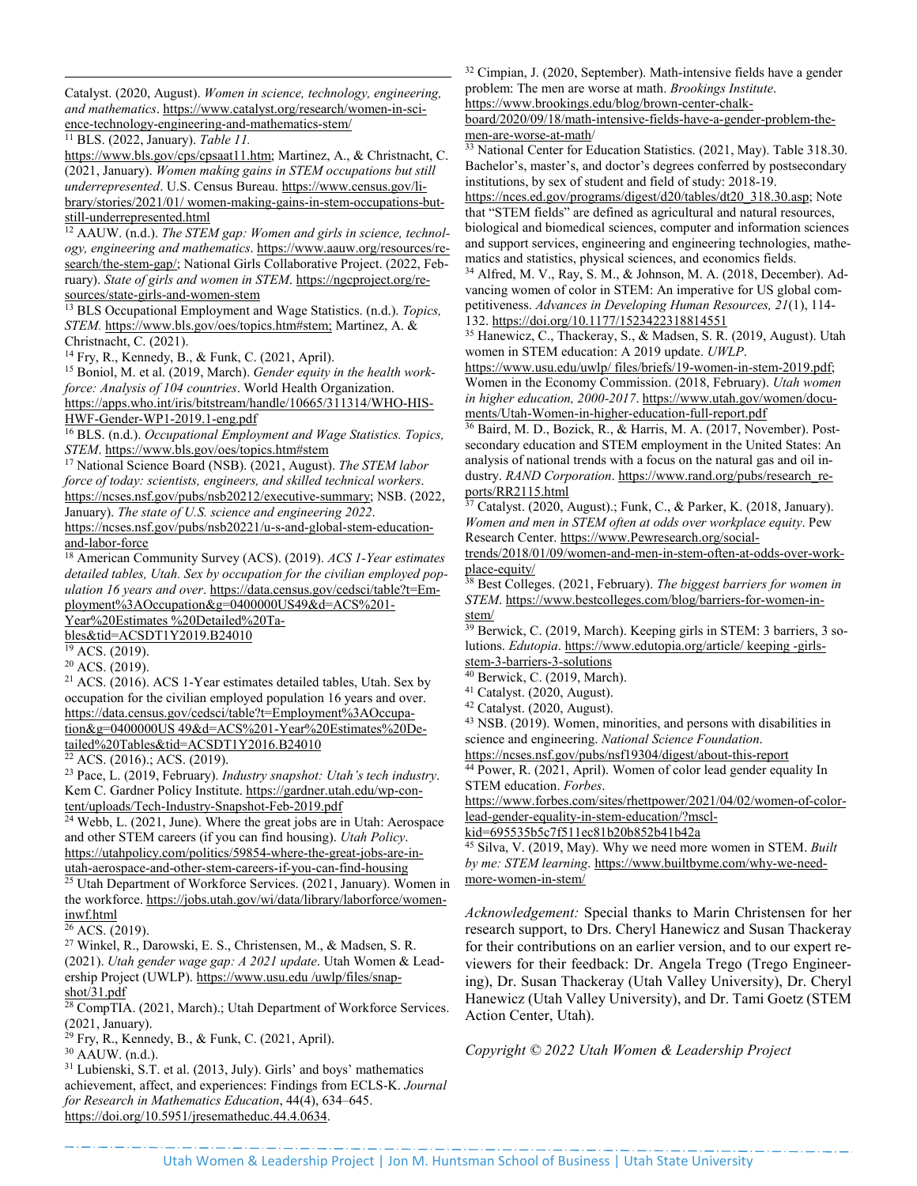Catalyst. (2020, August). *Women in science, technology, engineering, and mathematics*. https://www.catalyst.org/research/women-in-science-technology-engineering-and-mathematics-stem/

[11] BLS. (2022, January). *Table 11.* https://www.bls.gov/cps/cpsaat11.htm; Martinez, A., & Christnacht, C. (2021, January). *Women making gains in STEM occupations but still underrepresented*. U.S. Census Bureau. https://www.census.gov/library/stories/2021/01/ women-making-gains-in-stem-occupations-but-still-underrepresented.html

[12] AAUW. (n.d.). *The STEM gap: Women and girls in science, technology, engineering and mathematics*. https://www.aauw.org/resources/research/the-stem-gap/; National Girls Collaborative Project. (2022, February). *State of girls and women in STEM*. https://ngcproject.org/resources/state-girls-and-women-stem

[13] BLS Occupational Employment and Wage Statistics. (n.d.). *Topics, STEM.* https://www.bls.gov/oes/topics.htm#stem; Martinez, A. & Christnacht, C. (2021).

[14] Fry, R., Kennedy, B., & Funk, C. (2021, April).

[15] Boniol, M. et al. (2019, March). *Gender equity in the health workforce: Analysis of 104 countries*. World Health Organization. https://apps.who.int/iris/bitstream/handle/10665/311314/WHO-HIS-HWF-Gender-WP1-2019.1-eng.pdf

[16] BLS. (n.d.). *Occupational Employment and Wage Statistics. Topics, STEM*. https://www.bls.gov/oes/topics.htm#stem

[17] National Science Board (NSB). (2021, August). *The STEM labor force of today: scientists, engineers, and skilled technical workers*. https://ncses.nsf.gov/pubs/nsb20212/executive-summary; NSB. (2022, January). *The state of U.S. science and engineering 2022*. https://ncses.nsf.gov/pubs/nsb20221/u-s-and-global-stem-education-and-labor-force

[18] American Community Survey (ACS). (2019). *ACS 1-Year estimates detailed tables, Utah. Sex by occupation for the civilian employed population 16 years and over*. https://data.census.gov/cedsci/table?t=Employment%3AOccupation&g=0400000US49&d=ACS%201-Year%20Estimates %20Detailed%20Tables&tid=ACSDT1Y2019.B24010

[19] ACS. (2019).

[20] ACS. (2019).

[21] ACS. (2016). ACS 1-Year estimates detailed tables, Utah. Sex by occupation for the civilian employed population 16 years and over. https://data.census.gov/cedsci/table?t=Employment%3AOccupation&g=0400000US 49&d=ACS%201-Year%20Estimates%20Detailed%20Tables&tid=ACSDT1Y2016.B24010

[22] ACS. (2016).; ACS. (2019).

[23] Pace, L. (2019, February). *Industry snapshot: Utah's tech industry*. Kem C. Gardner Policy Institute. https://gardner.utah.edu/wp-content/uploads/Tech-Industry-Snapshot-Feb-2019.pdf

[24] Webb, L. (2021, June). Where the great jobs are in Utah: Aerospace and other STEM careers (if you can find housing). *Utah Policy*. https://utahpolicy.com/politics/59854-where-the-great-jobs-are-in-utah-aerospace-and-other-stem-careers-if-you-can-find-housing

[25] Utah Department of Workforce Services. (2021, January). Women in the workforce. https://jobs.utah.gov/wi/data/library/laborforce/womeninwf.html

[26] ACS. (2019).

[27] Winkel, R., Darowski, E. S., Christensen, M., & Madsen, S. R. (2021). *Utah gender wage gap: A 2021 update*. Utah Women & Leadership Project (UWLP). https://www.usu.edu /uwlp/files/snapshot/31.pdf

[28] CompTIA. (2021, March).; Utah Department of Workforce Services. (2021, January).

[29] Fry, R., Kennedy, B., & Funk, C. (2021, April).

[30] AAUW. (n.d.).

[31] Lubienski, S.T. et al. (2013, July). Girls' and boys' mathematics achievement, affect, and experiences: Findings from ECLS-K. *Journal for Research in Mathematics Education*, 44(4), 634–645. https://doi.org/10.5951/jresematheduc.44.4.0634.

[32] Cimpian, J. (2020, September). Math-intensive fields have a gender problem: The men are worse at math. *Brookings Institute*. https://www.brookings.edu/blog/brown-center-chalk-board/2020/09/18/math-intensive-fields-have-a-gender-problem-the-men-are-worse-at-math/

[33] National Center for Education Statistics. (2021, May). Table 318.30. Bachelor's, master's, and doctor's degrees conferred by postsecondary institutions, by sex of student and field of study: 2018-19. https://nces.ed.gov/programs/digest/d20/tables/dt20_318.30.asp; Note that "STEM fields" are defined as agricultural and natural resources, biological and biomedical sciences, computer and information sciences and support services, engineering and engineering technologies, mathematics and statistics, physical sciences, and economics fields.

[34] Alfred, M. V., Ray, S. M., & Johnson, M. A. (2018, December). Advancing women of color in STEM: An imperative for US global competitiveness. *Advances in Developing Human Resources, 21*(1), 114-132. https://doi.org/10.1177/1523422318814551

[35] Hanewicz, C., Thackeray, S., & Madsen, S. R. (2019, August). Utah women in STEM education: A 2019 update. *UWLP*. https://www.usu.edu/uwlp/ files/briefs/19-women-in-stem-2019.pdf; Women in the Economy Commission. (2018, February). *Utah women in higher education, 2000-2017*. https://www.utah.gov/women/documents/Utah-Women-in-higher-education-full-report.pdf

[36] Baird, M. D., Bozick, R., & Harris, M. A. (2017, November). Postsecondary education and STEM employment in the United States: An analysis of national trends with a focus on the natural gas and oil industry. *RAND Corporation*. https://www.rand.org/pubs/research_reports/RR2115.html

[37] Catalyst. (2020, August).; Funk, C., & Parker, K. (2018, January). *Women and men in STEM often at odds over workplace equity*. Pew Research Center. https://www.Pewresearch.org/social-trends/2018/01/09/women-and-men-in-stem-often-at-odds-over-work-place-equity/

[38] Best Colleges. (2021, February). *The biggest barriers for women in STEM*. https://www.bestcolleges.com/blog/barriers-for-women-in-stem/

[39] Berwick, C. (2019, March). Keeping girls in STEM: 3 barriers, 3 solutions. *Edutopia*. https://www.edutopia.org/article/ keeping -girls-stem-3-barriers-3-solutions

[40] Berwick, C. (2019, March).

[41] Catalyst. (2020, August).

[42] Catalyst. (2020, August).

[43] NSB. (2019). Women, minorities, and persons with disabilities in science and engineering. *National Science Foundation*. https://ncses.nsf.gov/pubs/nsf19304/digest/about-this-report

[44] Power, R. (2021, April). Women of color lead gender equality In STEM education. *Forbes*. https://www.forbes.com/sites/rhettpower/2021/04/02/women-of-color-lead-gender-equality-in-stem-education/?mscl-kid=695535b5c7f511ec81b20b852b41b42a

[45] Silva, V. (2019, May). Why we need more women in STEM. *Built by me: STEM learning*. https://www.builtbyme.com/why-we-need-more-women-in-stem/

*Acknowledgement:* Special thanks to Marin Christensen for her research support, to Drs. Cheryl Hanewicz and Susan Thackeray for their contributions on an earlier version, and to our expert reviewers for their feedback: Dr. Angela Trego (Trego Engineering), Dr. Susan Thackeray (Utah Valley University), Dr. Cheryl Hanewicz (Utah Valley University), and Dr. Tami Goetz (STEM Action Center, Utah).

*Copyright © 2022 Utah Women & Leadership Project*